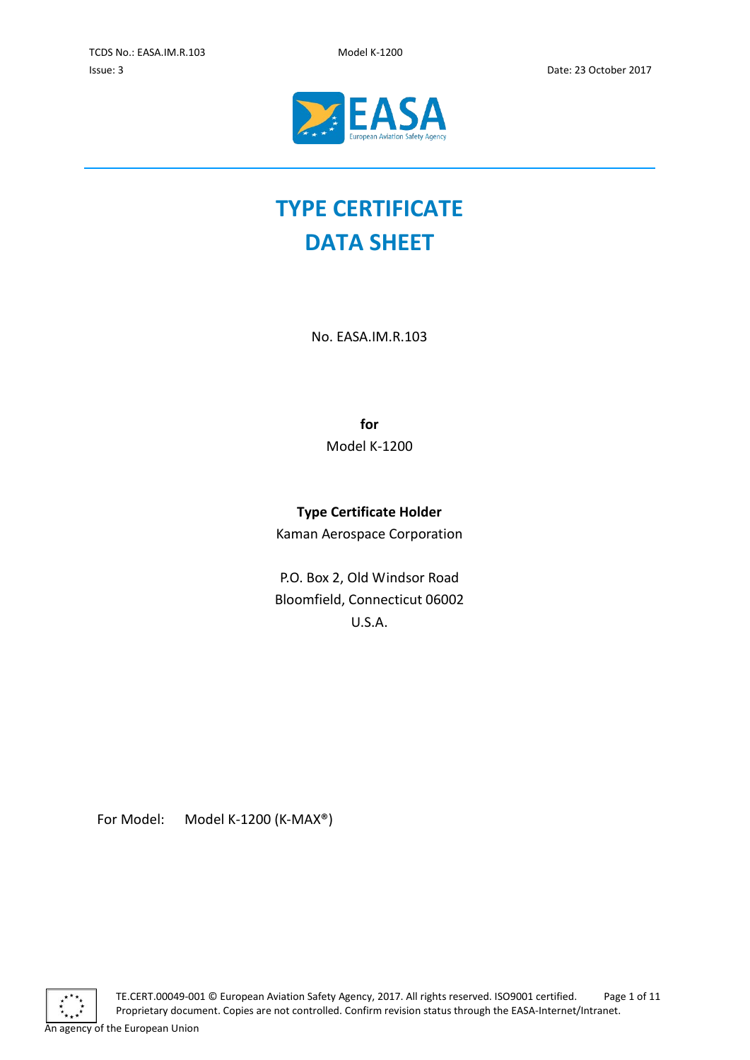# TYPE CERTIFICATE DATA SHEET

No. EASA.IM.R.103

**for**

Model K-1200

**Type Certificate Holder**

Kaman Aerospace Corporation

P.O. Box 2, Old Windsor Road
Bloomfield, Connecticut 06002
U.S.A.

For Model: Model K-1200 (K-MAX®)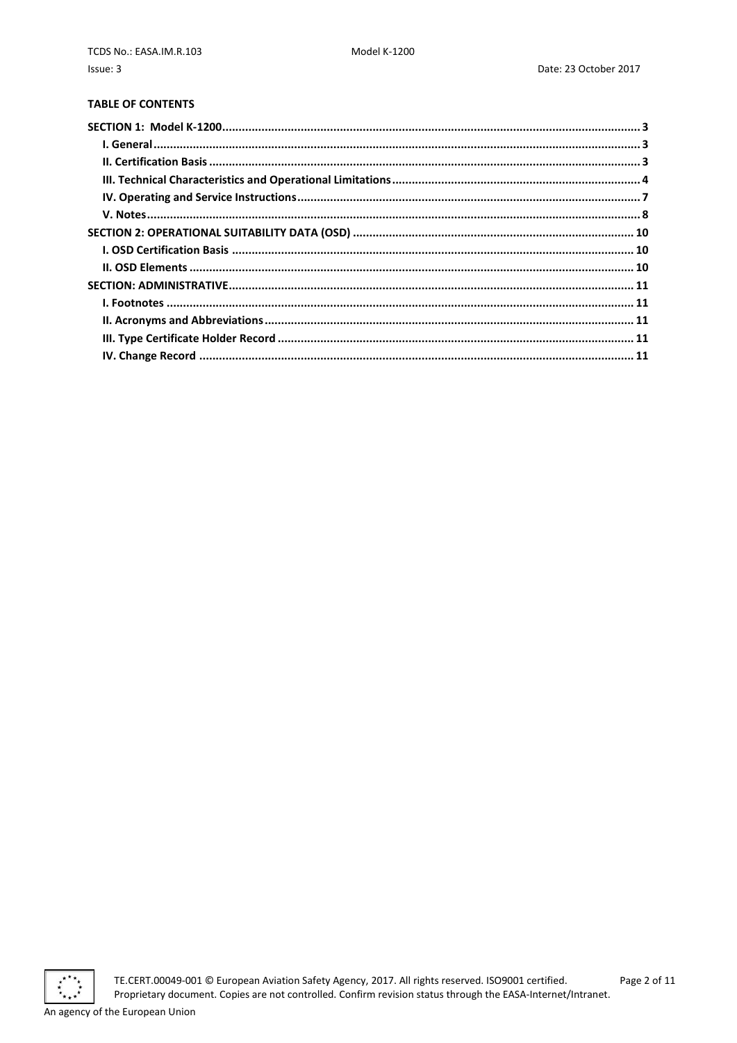**TABLE OF CONTENTS**

**SECTION 1: Model K-1200** ... 3

- **I. General** ... 3
- **II. Certification Basis** ... 3
- **III. Technical Characteristics and Operational Limitations** ... 4
- **IV. Operating and Service Instructions** ... 7
- **V. Notes** ... 8

**SECTION 2: OPERATIONAL SUITABILITY DATA (OSD)** ... 10

- **I. OSD Certification Basis** ... 10
- **II. OSD Elements** ... 10

**SECTION: ADMINISTRATIVE** ... 11

- **I. Footnotes** ... 11
- **II. Acronyms and Abbreviations** ... 11
- **III. Type Certificate Holder Record** ... 11
- **IV. Change Record** ... 11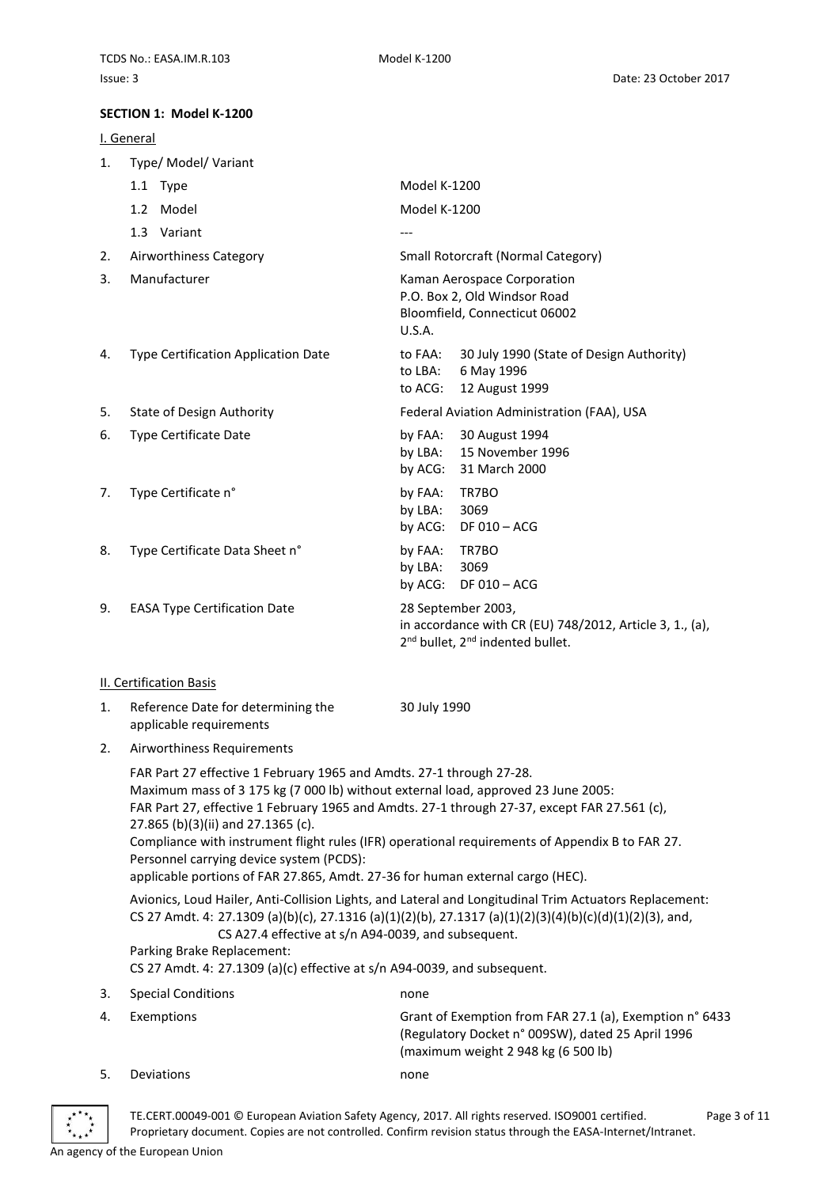## SECTION 1: Model K-1200

### I. General

| | | |
|---|---|---|
| 1. | Type/ Model/ Variant | |
| | 1.1 Type | Model K-1200 |
| | 1.2 Model | Model K-1200 |
| | 1.3 Variant | --- |
| 2. | Airworthiness Category | Small Rotorcraft (Normal Category) |
| 3. | Manufacturer | Kaman Aerospace Corporation<br>P.O. Box 2, Old Windsor Road<br>Bloomfield, Connecticut 06002<br>U.S.A. |
| 4. | Type Certification Application Date | to FAA: 30 July 1990 (State of Design Authority)<br>to LBA: 6 May 1996<br>to ACG: 12 August 1999 |
| 5. | State of Design Authority | Federal Aviation Administration (FAA), USA |
| 6. | Type Certificate Date | by FAA: 30 August 1994<br>by LBA: 15 November 1996<br>by ACG: 31 March 2000 |
| 7. | Type Certificate n° | by FAA: TR7BO<br>by LBA: 3069<br>by ACG: DF 010 – ACG |
| 8. | Type Certificate Data Sheet n° | by FAA: TR7BO<br>by LBA: 3069<br>by ACG: DF 010 – ACG |
| 9. | EASA Type Certification Date | 28 September 2003,<br>in accordance with CR (EU) 748/2012, Article 3, 1., (a), 2nd bullet, 2nd indented bullet. |

### II. Certification Basis

1. Reference Date for determining the applicable requirements: 30 July 1990

2. Airworthiness Requirements

   FAR Part 27 effective 1 February 1965 and Amdts. 27-1 through 27-28.
   Maximum mass of 3 175 kg (7 000 lb) without external load, approved 23 June 2005:
   FAR Part 27, effective 1 February 1965 and Amdts. 27-1 through 27-37, except FAR 27.561 (c), 27.865 (b)(3)(ii) and 27.1365 (c).
   Compliance with instrument flight rules (IFR) operational requirements of Appendix B to FAR 27.
   Personnel carrying device system (PCDS):
   applicable portions of FAR 27.865, Amdt. 27-36 for human external cargo (HEC).

   Avionics, Loud Hailer, Anti-Collision Lights, and Lateral and Longitudinal Trim Actuators Replacement:
   CS 27 Amdt. 4: 27.1309 (a)(b)(c), 27.1316 (a)(1)(2)(b), 27.1317 (a)(1)(2)(3)(4)(b)(c)(d)(1)(2)(3), and, CS A27.4 effective at s/n A94-0039, and subsequent.
   Parking Brake Replacement:
   CS 27 Amdt. 4: 27.1309 (a)(c) effective at s/n A94-0039, and subsequent.

3. Special Conditions: none

4. Exemptions: Grant of Exemption from FAR 27.1 (a), Exemption n° 6433 (Regulatory Docket n° 009SW), dated 25 April 1996 (maximum weight 2 948 kg (6 500 lb)

5. Deviations: none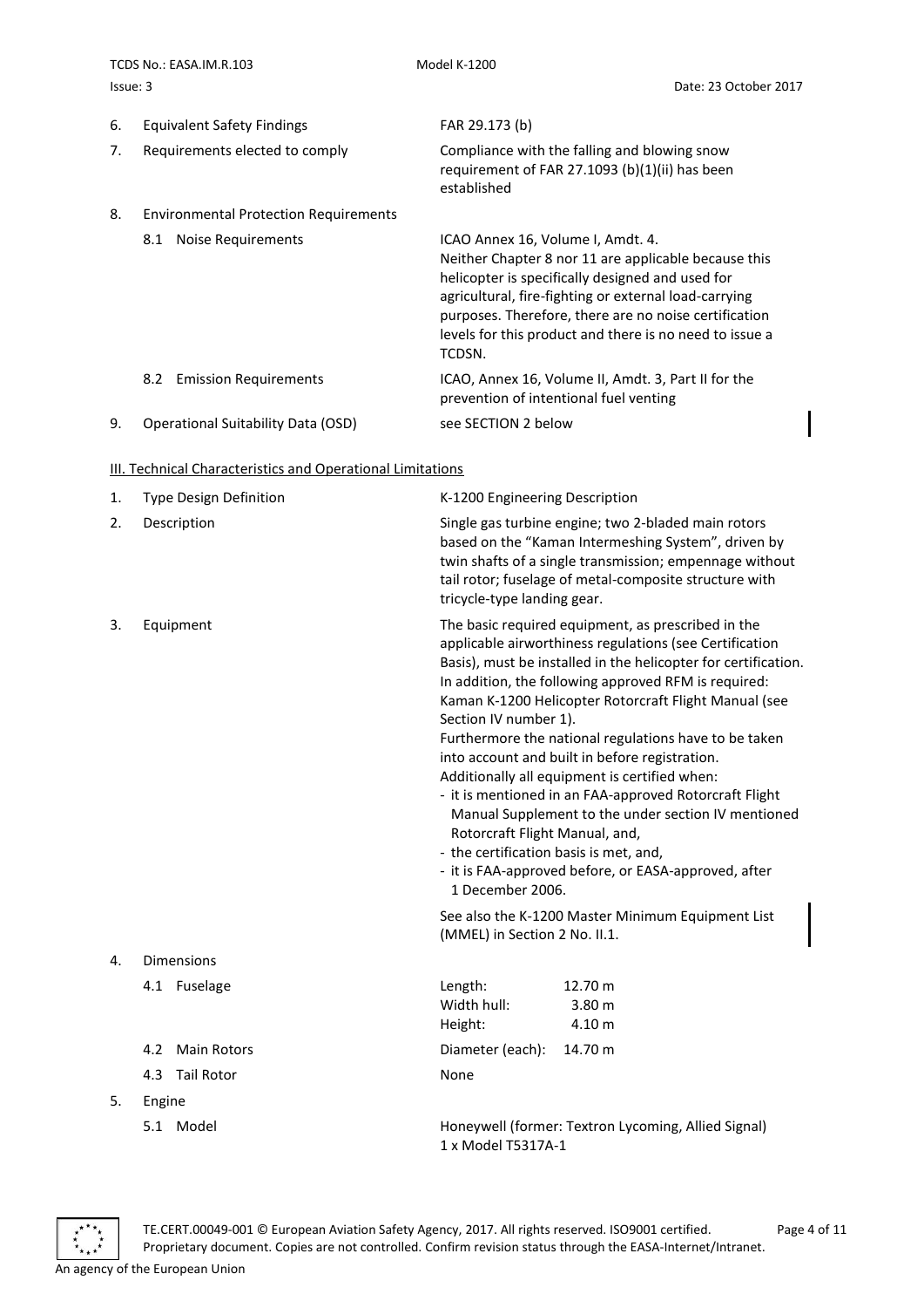6. Equivalent Safety Findings — FAR 29.173 (b)

7. Requirements elected to comply — Compliance with the falling and blowing snow requirement of FAR 27.1093 (b)(1)(ii) has been established

8. Environmental Protection Requirements

   8.1 Noise Requirements — ICAO Annex 16, Volume I, Amdt. 4. Neither Chapter 8 nor 11 are applicable because this helicopter is specifically designed and used for agricultural, fire-fighting or external load-carrying purposes. Therefore, there are no noise certification levels for this product and there is no need to issue a TCDSN.

   8.2 Emission Requirements — ICAO, Annex 16, Volume II, Amdt. 3, Part II for the prevention of intentional fuel venting

9. Operational Suitability Data (OSD) — see SECTION 2 below

## III. Technical Characteristics and Operational Limitations

1. Type Design Definition — K-1200 Engineering Description

2. Description — Single gas turbine engine; two 2-bladed main rotors based on the "Kaman Intermeshing System", driven by twin shafts of a single transmission; empennage without tail rotor; fuselage of metal-composite structure with tricycle-type landing gear.

3. Equipment — The basic required equipment, as prescribed in the applicable airworthiness regulations (see Certification Basis), must be installed in the helicopter for certification. In addition, the following approved RFM is required: Kaman K-1200 Helicopter Rotorcraft Flight Manual (see Section IV number 1).
   Furthermore the national regulations have to be taken into account and built in before registration.
   Additionally all equipment is certified when:
   - it is mentioned in an FAA-approved Rotorcraft Flight Manual Supplement to the under section IV mentioned Rotorcraft Flight Manual, and,
   - the certification basis is met, and,
   - it is FAA-approved before, or EASA-approved, after 1 December 2006.

   See also the K-1200 Master Minimum Equipment List (MMEL) in Section 2 No. II.1.

4. Dimensions

   4.1 Fuselage

   | | |
   |---|---|
   | Length: | 12.70 m |
   | Width hull: | 3.80 m |
   | Height: | 4.10 m |

   4.2 Main Rotors — Diameter (each): 14.70 m

   4.3 Tail Rotor — None

5. Engine

   5.1 Model — Honeywell (former: Textron Lycoming, Allied Signal) 1 x Model T5317A-1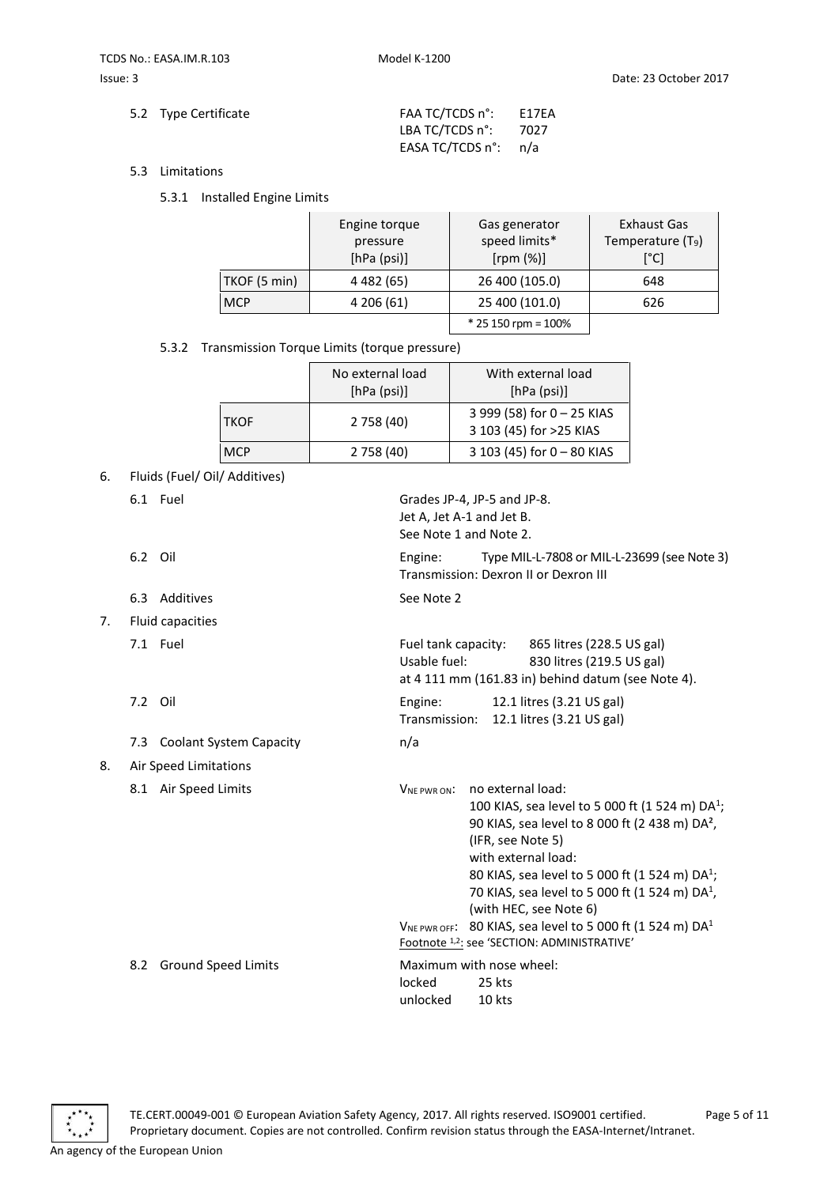5.2 Type Certificate

FAA TC/TCDS n°: E17EA
LBA TC/TCDS n°: 7027
EASA TC/TCDS n°: n/a

5.3 Limitations

5.3.1 Installed Engine Limits

| | Engine torque pressure [hPa (psi)] | Gas generator speed limits* [rpm (%)] | Exhaust Gas Temperature ($T_9$) [°C] |
|---|---|---|---|
| TKOF (5 min) | 4 482 (65) | 26 400 (105.0) | 648 |
| MCP | 4 206 (61) | 25 400 (101.0) | 626 |
| | | * 25 150 rpm = 100% | |

5.3.2 Transmission Torque Limits (torque pressure)

| | No external load [hPa (psi)] | With external load [hPa (psi)] |
|---|---|---|
| TKOF | 2 758 (40) | 3 999 (58) for 0 – 25 KIAS<br>3 103 (45) for >25 KIAS |
| MCP | 2 758 (40) | 3 103 (45) for 0 – 80 KIAS |

6. Fluids (Fuel/ Oil/ Additives)

6.1 Fuel

Grades JP-4, JP-5 and JP-8.
Jet A, Jet A-1 and Jet B.
See Note 1 and Note 2.

6.2 Oil

Engine: Type MIL-L-7808 or MIL-L-23699 (see Note 3)
Transmission: Dexron II or Dexron III

6.3 Additives

See Note 2

7. Fluid capacities

7.1 Fuel

Fuel tank capacity: 865 litres (228.5 US gal)
Usable fuel: 830 litres (219.5 US gal)
at 4 111 mm (161.83 in) behind datum (see Note 4).

7.2 Oil

Engine: 12.1 litres (3.21 US gal)
Transmission: 12.1 litres (3.21 US gal)

7.3 Coolant System Capacity

n/a

8. Air Speed Limitations

8.1 Air Speed Limits

$V_{NE\ PWR\ ON}$: no external load:
100 KIAS, sea level to 5 000 ft (1 524 m) DA[1];
90 KIAS, sea level to 8 000 ft (2 438 m) DA[2],
(IFR, see Note 5)
with external load:
80 KIAS, sea level to 5 000 ft (1 524 m) DA[1];
70 KIAS, sea level to 5 000 ft (1 524 m) DA[1],
(with HEC, see Note 6)

$V_{NE\ PWR\ OFF}$: 80 KIAS, sea level to 5 000 ft (1 524 m) DA[1]

Footnote [1,2]: see 'SECTION: ADMINISTRATIVE'

8.2 Ground Speed Limits

Maximum with nose wheel:
locked 25 kts
unlocked 10 kts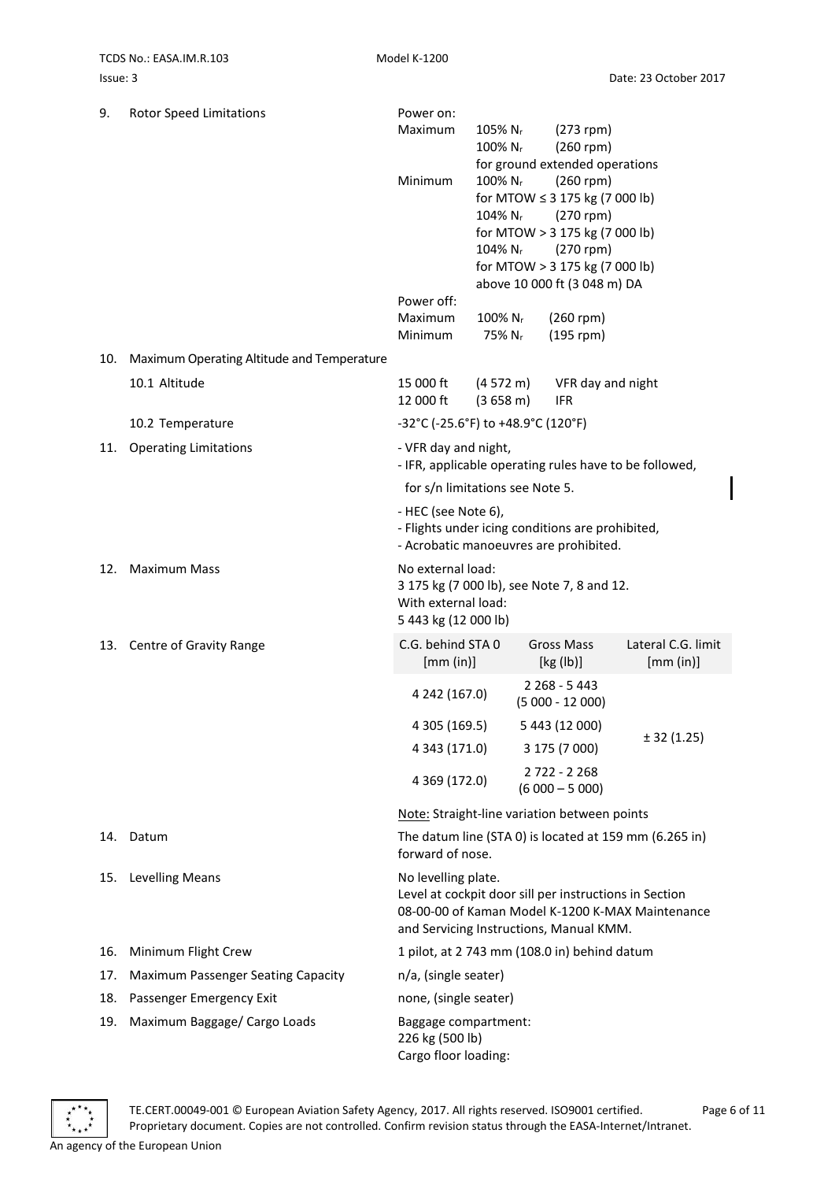9. Rotor Speed Limitations

Power on:

Maximum 105% $N_r$ (273 rpm)
100% $N_r$ (260 rpm)
for ground extended operations

Minimum 100% $N_r$ (260 rpm)
for MTOW ≤ 3 175 kg (7 000 lb)
104% $N_r$ (270 rpm)
for MTOW > 3 175 kg (7 000 lb)
104% $N_r$ (270 rpm)
for MTOW > 3 175 kg (7 000 lb)
above 10 000 ft (3 048 m) DA

Power off:

Maximum 100% $N_r$ (260 rpm)
Minimum 75% $N_r$ (195 rpm)

10. Maximum Operating Altitude and Temperature

10.1 Altitude

15 000 ft (4 572 m) VFR day and night
12 000 ft (3 658 m) IFR

10.2 Temperature

-32°C (-25.6°F) to +48.9°C (120°F)

11. Operating Limitations

- VFR day and night,
- IFR, applicable operating rules have to be followed,

 for s/n limitations see Note 5.

- HEC (see Note 6),
- Flights under icing conditions are prohibited,
- Acrobatic manoeuvres are prohibited.

12. Maximum Mass

No external load:
3 175 kg (7 000 lb), see Note 7, 8 and 12.
With external load:
5 443 kg (12 000 lb)

13. Centre of Gravity Range

| C.G. behind STA 0 [mm (in)] | Gross Mass [kg (lb)] | Lateral C.G. limit [mm (in)] |
|---|---|---|
| 4 242 (167.0) | 2 268 - 5 443 (5 000 - 12 000) | ± 32 (1.25) |
| 4 305 (169.5) | 5 443 (12 000) | |
| 4 343 (171.0) | 3 175 (7 000) | |
| 4 369 (172.0) | 2 722 - 2 268 (6 000 – 5 000) | |

Note: Straight-line variation between points

14. Datum

The datum line (STA 0) is located at 159 mm (6.265 in) forward of nose.

15. Levelling Means

No levelling plate.
Level at cockpit door sill per instructions in Section 08-00-00 of Kaman Model K-1200 K-MAX Maintenance and Servicing Instructions, Manual KMM.

16. Minimum Flight Crew

1 pilot, at 2 743 mm (108.0 in) behind datum

17. Maximum Passenger Seating Capacity

n/a, (single seater)

18. Passenger Emergency Exit

none, (single seater)

19. Maximum Baggage/ Cargo Loads

Baggage compartment:
226 kg (500 lb)
Cargo floor loading: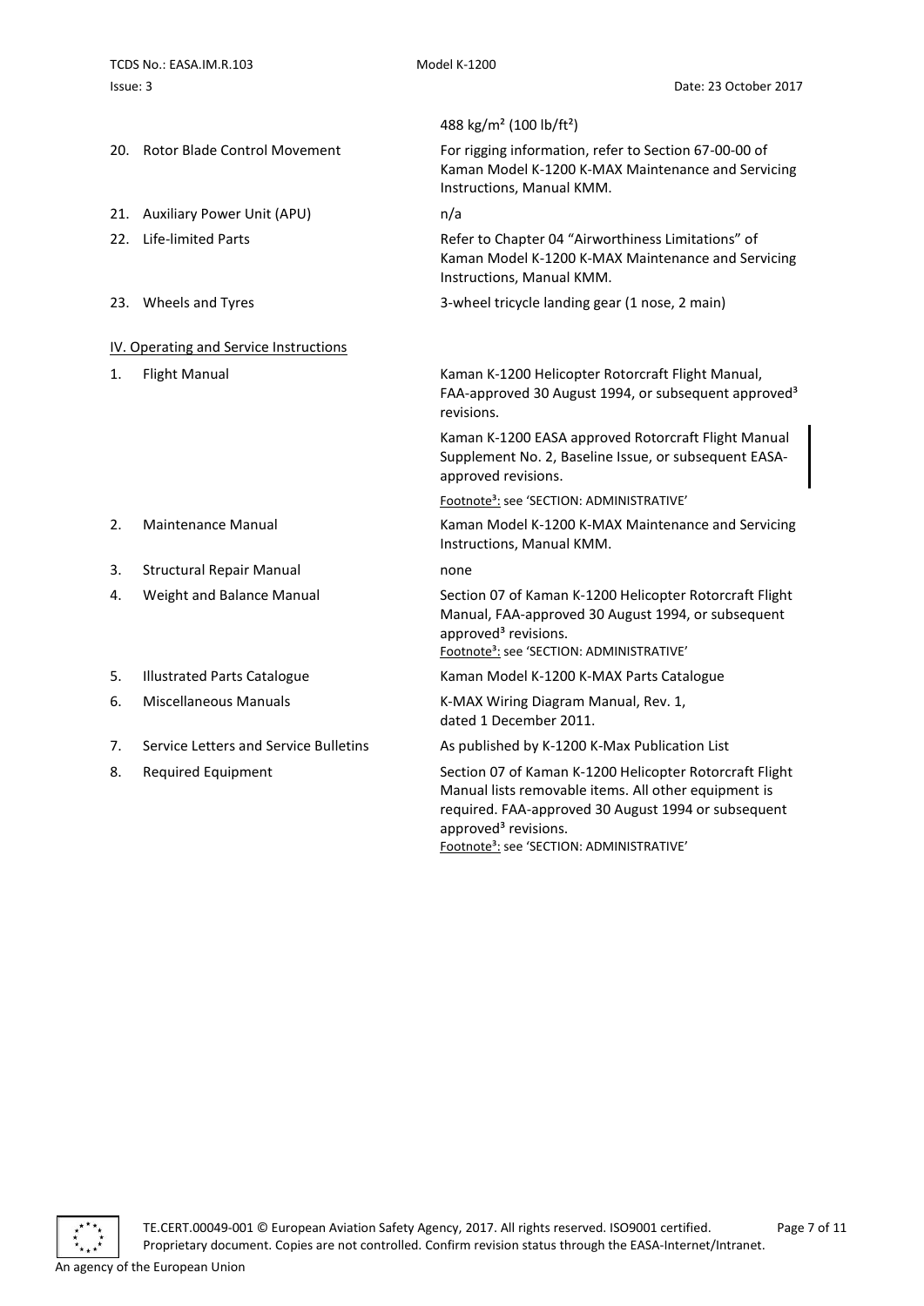| | |
|---|---|
| | 488 kg/m² (100 lb/ft²) |
| 20. Rotor Blade Control Movement | For rigging information, refer to Section 67-00-00 of Kaman Model K-1200 K-MAX Maintenance and Servicing Instructions, Manual KMM. |
| 21. Auxiliary Power Unit (APU) | n/a |
| 22. Life-limited Parts | Refer to Chapter 04 "Airworthiness Limitations" of Kaman Model K-1200 K-MAX Maintenance and Servicing Instructions, Manual KMM. |
| 23. Wheels and Tyres | 3-wheel tricycle landing gear (1 nose, 2 main) |

## IV. Operating and Service Instructions

| | |
|---|---|
| 1. Flight Manual | Kaman K-1200 Helicopter Rotorcraft Flight Manual, FAA-approved 30 August 1994, or subsequent approved[3] revisions.<br>Kaman K-1200 EASA approved Rotorcraft Flight Manual Supplement No. 2, Baseline Issue, or subsequent EASA-approved revisions.<br>Footnote[3]: see 'SECTION: ADMINISTRATIVE' |
| 2. Maintenance Manual | Kaman Model K-1200 K-MAX Maintenance and Servicing Instructions, Manual KMM. |
| 3. Structural Repair Manual | none |
| 4. Weight and Balance Manual | Section 07 of Kaman K-1200 Helicopter Rotorcraft Flight Manual, FAA-approved 30 August 1994, or subsequent approved[3] revisions.<br>Footnote[3]: see 'SECTION: ADMINISTRATIVE' |
| 5. Illustrated Parts Catalogue | Kaman Model K-1200 K-MAX Parts Catalogue |
| 6. Miscellaneous Manuals | K-MAX Wiring Diagram Manual, Rev. 1, dated 1 December 2011. |
| 7. Service Letters and Service Bulletins | As published by K-1200 K-Max Publication List |
| 8. Required Equipment | Section 07 of Kaman K-1200 Helicopter Rotorcraft Flight Manual lists removable items. All other equipment is required. FAA-approved 30 August 1994 or subsequent approved[3] revisions.<br>Footnote[3]: see 'SECTION: ADMINISTRATIVE' |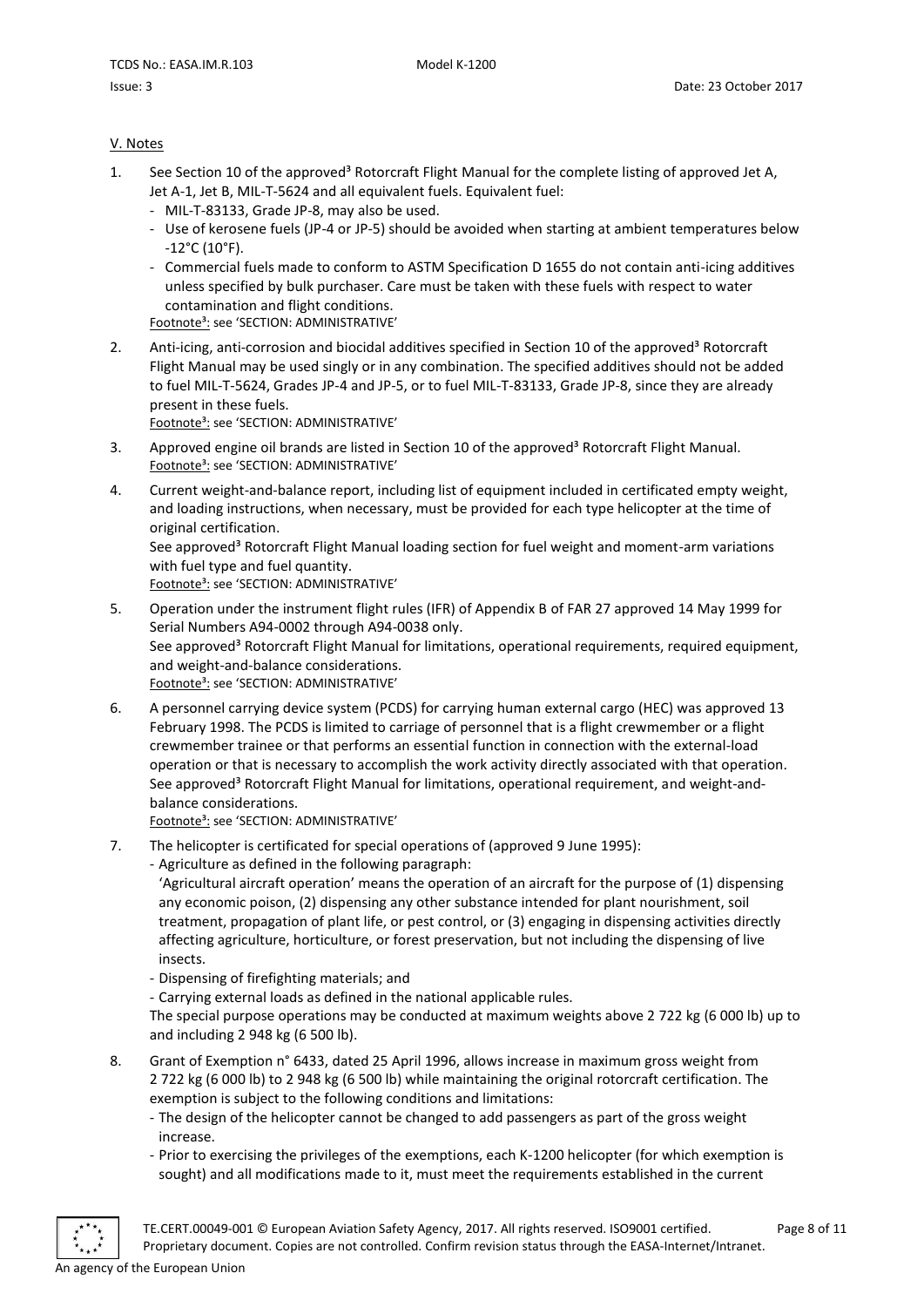V. Notes

1. See Section 10 of the approved[3] Rotorcraft Flight Manual for the complete listing of approved Jet A, Jet A-1, Jet B, MIL-T-5624 and all equivalent fuels. Equivalent fuel:
   - MIL-T-83133, Grade JP-8, may also be used.
   - Use of kerosene fuels (JP-4 or JP-5) should be avoided when starting at ambient temperatures below -12°C (10°F).
   - Commercial fuels made to conform to ASTM Specification D 1655 do not contain anti-icing additives unless specified by bulk purchaser. Care must be taken with these fuels with respect to water contamination and flight conditions.

   Footnote[3]: see 'SECTION: ADMINISTRATIVE'

2. Anti-icing, anti-corrosion and biocidal additives specified in Section 10 of the approved[3] Rotorcraft Flight Manual may be used singly or in any combination. The specified additives should not be added to fuel MIL-T-5624, Grades JP-4 and JP-5, or to fuel MIL-T-83133, Grade JP-8, since they are already present in these fuels.

   Footnote[3]: see 'SECTION: ADMINISTRATIVE'

3. Approved engine oil brands are listed in Section 10 of the approved[3] Rotorcraft Flight Manual.

   Footnote[3]: see 'SECTION: ADMINISTRATIVE'

4. Current weight-and-balance report, including list of equipment included in certificated empty weight, and loading instructions, when necessary, must be provided for each type helicopter at the time of original certification.
   See approved[3] Rotorcraft Flight Manual loading section for fuel weight and moment-arm variations with fuel type and fuel quantity.

   Footnote[3]: see 'SECTION: ADMINISTRATIVE'

5. Operation under the instrument flight rules (IFR) of Appendix B of FAR 27 approved 14 May 1999 for Serial Numbers A94-0002 through A94-0038 only.
   See approved[3] Rotorcraft Flight Manual for limitations, operational requirements, required equipment, and weight-and-balance considerations.

   Footnote[3]: see 'SECTION: ADMINISTRATIVE'

6. A personnel carrying device system (PCDS) for carrying human external cargo (HEC) was approved 13 February 1998. The PCDS is limited to carriage of personnel that is a flight crewmember or a flight crewmember trainee or that performs an essential function in connection with the external-load operation or that is necessary to accomplish the work activity directly associated with that operation.
   See approved[3] Rotorcraft Flight Manual for limitations, operational requirement, and weight-and-balance considerations.

   Footnote[3]: see 'SECTION: ADMINISTRATIVE'

7. The helicopter is certificated for special operations of (approved 9 June 1995):
   - Agriculture as defined in the following paragraph:
     'Agricultural aircraft operation' means the operation of an aircraft for the purpose of (1) dispensing any economic poison, (2) dispensing any other substance intended for plant nourishment, soil treatment, propagation of plant life, or pest control, or (3) engaging in dispensing activities directly affecting agriculture, horticulture, or forest preservation, but not including the dispensing of live insects.
   - Dispensing of firefighting materials; and
   - Carrying external loads as defined in the national applicable rules.

   The special purpose operations may be conducted at maximum weights above 2 722 kg (6 000 lb) up to and including 2 948 kg (6 500 lb).

8. Grant of Exemption n° 6433, dated 25 April 1996, allows increase in maximum gross weight from 2 722 kg (6 000 lb) to 2 948 kg (6 500 lb) while maintaining the original rotorcraft certification. The exemption is subject to the following conditions and limitations:
   - The design of the helicopter cannot be changed to add passengers as part of the gross weight increase.
   - Prior to exercising the privileges of the exemptions, each K-1200 helicopter (for which exemption is sought) and all modifications made to it, must meet the requirements established in the current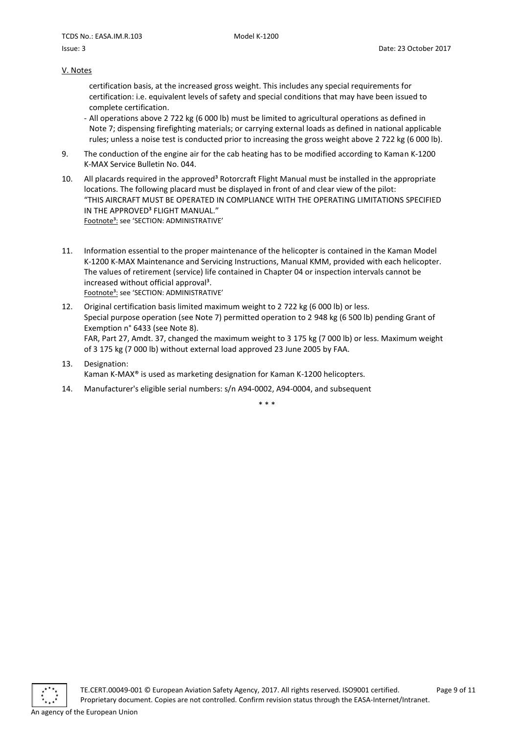V. Notes

certification basis, at the increased gross weight. This includes any special requirements for certification: i.e. equivalent levels of safety and special conditions that may have been issued to complete certification.

- All operations above 2 722 kg (6 000 lb) must be limited to agricultural operations as defined in Note 7; dispensing firefighting materials; or carrying external loads as defined in national applicable rules; unless a noise test is conducted prior to increasing the gross weight above 2 722 kg (6 000 lb).

9. The conduction of the engine air for the cab heating has to be modified according to Kaman K-1200 K-MAX Service Bulletin No. 044.

10. All placards required in the approved[3] Rotorcraft Flight Manual must be installed in the appropriate locations. The following placard must be displayed in front of and clear view of the pilot: "THIS AIRCRAFT MUST BE OPERATED IN COMPLIANCE WITH THE OPERATING LIMITATIONS SPECIFIED IN THE APPROVED[3] FLIGHT MANUAL."
 Footnote[3]: see 'SECTION: ADMINISTRATIVE'

11. Information essential to the proper maintenance of the helicopter is contained in the Kaman Model K-1200 K-MAX Maintenance and Servicing Instructions, Manual KMM, provided with each helicopter. The values of retirement (service) life contained in Chapter 04 or inspection intervals cannot be increased without official approval[3].
 Footnote[3]: see 'SECTION: ADMINISTRATIVE'

12. Original certification basis limited maximum weight to 2 722 kg (6 000 lb) or less.
 Special purpose operation (see Note 7) permitted operation to 2 948 kg (6 500 lb) pending Grant of Exemption n° 6433 (see Note 8).
 FAR, Part 27, Amdt. 37, changed the maximum weight to 3 175 kg (7 000 lb) or less. Maximum weight of 3 175 kg (7 000 lb) without external load approved 23 June 2005 by FAA.

13. Designation:
 Kaman K-MAX® is used as marketing designation for Kaman K-1200 helicopters.

14. Manufacturer's eligible serial numbers: s/n A94-0002, A94-0004, and subsequent

\* \* \*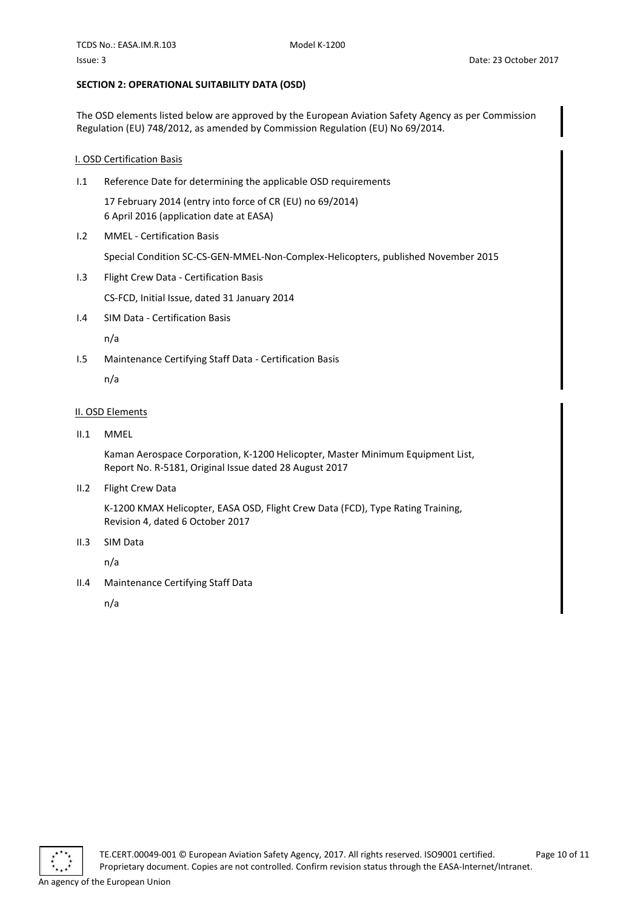**SECTION 2: OPERATIONAL SUITABILITY DATA (OSD)**

The OSD elements listed below are approved by the European Aviation Safety Agency as per Commission Regulation (EU) 748/2012, as amended by Commission Regulation (EU) No 69/2014.

I. OSD Certification Basis

I.1 Reference Date for determining the applicable OSD requirements

17 February 2014 (entry into force of CR (EU) no 69/2014)
6 April 2016 (application date at EASA)

I.2 MMEL - Certification Basis

Special Condition SC-CS-GEN-MMEL-Non-Complex-Helicopters, published November 2015

I.3 Flight Crew Data - Certification Basis

CS-FCD, Initial Issue, dated 31 January 2014

I.4 SIM Data - Certification Basis

n/a

I.5 Maintenance Certifying Staff Data - Certification Basis

n/a

II. OSD Elements

II.1 MMEL

Kaman Aerospace Corporation, K-1200 Helicopter, Master Minimum Equipment List, Report No. R-5181, Original Issue dated 28 August 2017

II.2 Flight Crew Data

K-1200 KMAX Helicopter, EASA OSD, Flight Crew Data (FCD), Type Rating Training, Revision 4, dated 6 October 2017

II.3 SIM Data

n/a

II.4 Maintenance Certifying Staff Data

n/a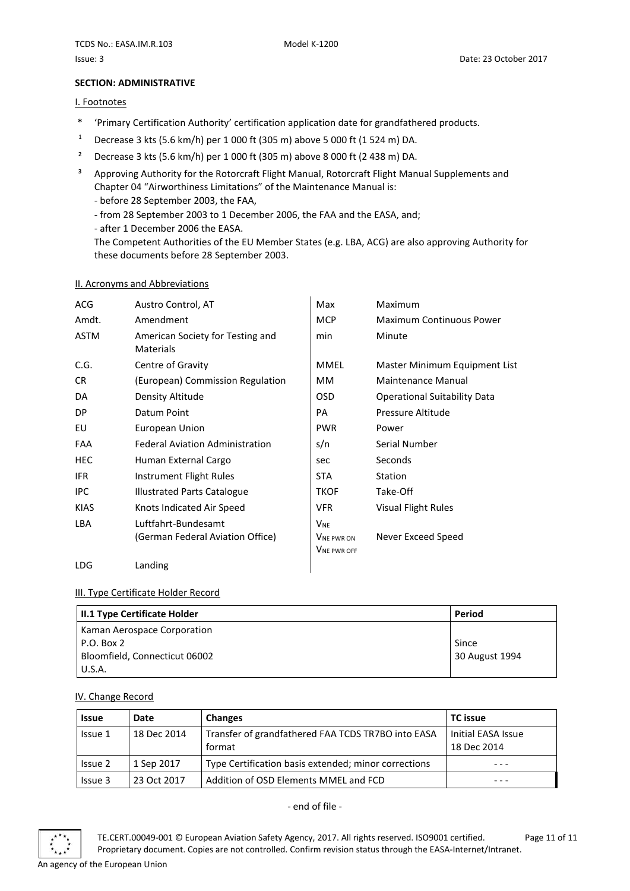## SECTION: ADMINISTRATIVE

### I. Footnotes

- \* 'Primary Certification Authority' certification application date for grandfathered products.
- [1] Decrease 3 kts (5.6 km/h) per 1 000 ft (305 m) above 5 000 ft (1 524 m) DA.
- [2] Decrease 3 kts (5.6 km/h) per 1 000 ft (305 m) above 8 000 ft (2 438 m) DA.
- [3] Approving Authority for the Rotorcraft Flight Manual, Rotorcraft Flight Manual Supplements and Chapter 04 "Airworthiness Limitations" of the Maintenance Manual is:
  - before 28 September 2003, the FAA,
  - from 28 September 2003 to 1 December 2006, the FAA and the EASA, and;
  - after 1 December 2006 the EASA.

  The Competent Authorities of the EU Member States (e.g. LBA, ACG) are also approving Authority for these documents before 28 September 2003.

### II. Acronyms and Abbreviations

| | | | |
|---|---|---|---|
| ACG | Austro Control, AT | Max | Maximum |
| Amdt. | Amendment | MCP | Maximum Continuous Power |
| ASTM | American Society for Testing and Materials | min | Minute |
| C.G. | Centre of Gravity | MMEL | Master Minimum Equipment List |
| CR | (European) Commission Regulation | MM | Maintenance Manual |
| DA | Density Altitude | OSD | Operational Suitability Data |
| DP | Datum Point | PA | Pressure Altitude |
| EU | European Union | PWR | Power |
| FAA | Federal Aviation Administration | s/n | Serial Number |
| HEC | Human External Cargo | sec | Seconds |
| IFR | Instrument Flight Rules | STA | Station |
| IPC | Illustrated Parts Catalogue | TKOF | Take-Off |
| KIAS | Knots Indicated Air Speed | VFR | Visual Flight Rules |
| LBA | Luftfahrt-Bundesamt (German Federal Aviation Office) | $V_{NE}$ $V_{NE\ PWR\ ON}$ $V_{NE\ PWR\ OFF}$ | Never Exceed Speed |
| LDG | Landing | | |

### III. Type Certificate Holder Record

| II.1 Type Certificate Holder | Period |
|---|---|
| Kaman Aerospace Corporation<br>P.O. Box 2<br>Bloomfield, Connecticut 06002<br>U.S.A. | Since<br>30 August 1994 |

### IV. Change Record

| Issue | Date | Changes | TC issue |
|---|---|---|---|
| Issue 1 | 18 Dec 2014 | Transfer of grandfathered FAA TCDS TR7BO into EASA format | Initial EASA Issue 18 Dec 2014 |
| Issue 2 | 1 Sep 2017 | Type Certification basis extended; minor corrections | - - - |
| Issue 3 | 23 Oct 2017 | Addition of OSD Elements MMEL and FCD | - - - |

- end of file -